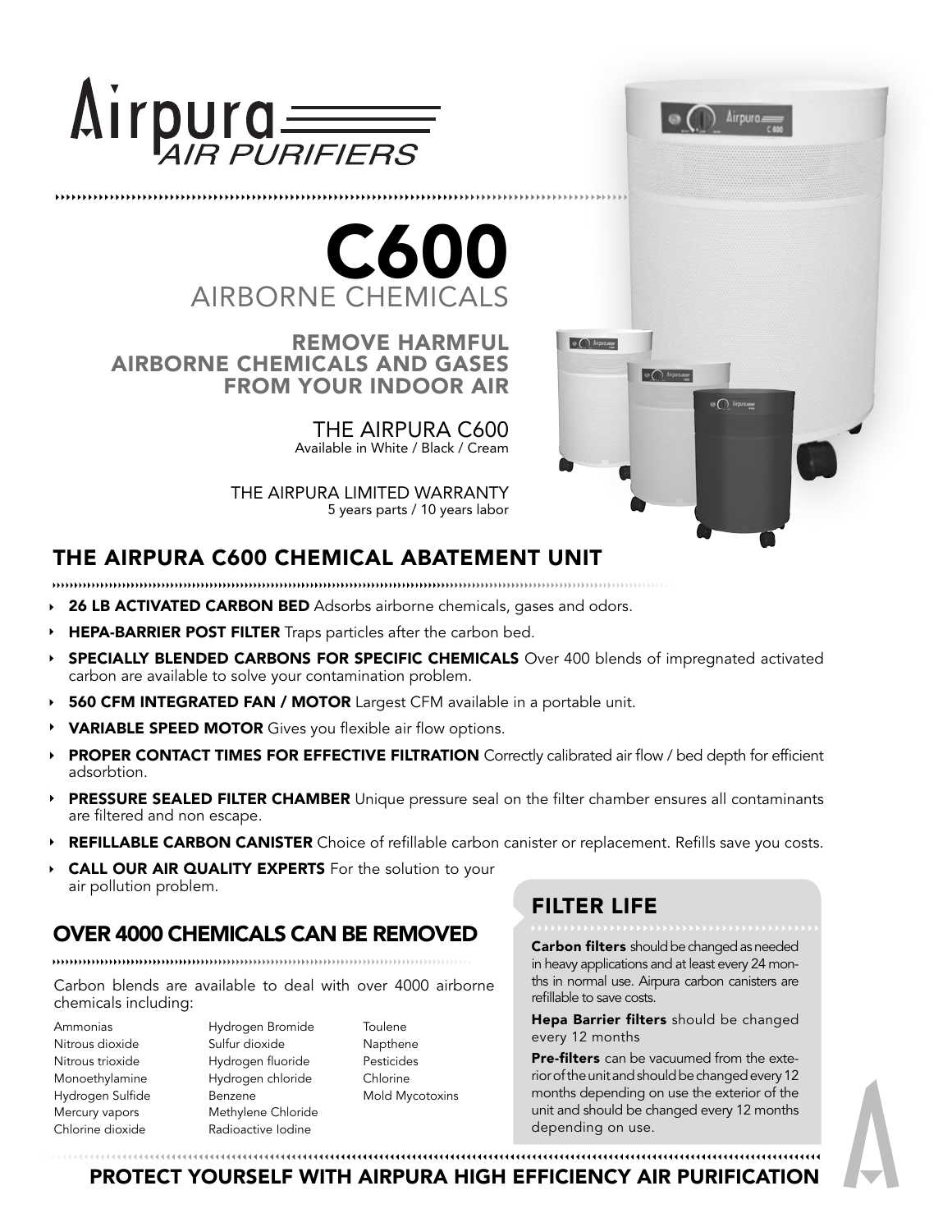# Airpura AIR PURIFIERS

# C600

## AIRBORNE CHEMICALS

### REMOVE HARMFUL AIRBORNE CHEMICALS AND GASES FROM YOUR INDOOR AIR

THE AIRPURA C600
Available in White / Black / Cream

THE AIRPURA LIMITED WARRANTY
5 years parts / 10 years labor

## THE AIRPURA C600 CHEMICAL ABATEMENT UNIT

- **26 LB ACTIVATED CARBON BED** Adsorbs airborne chemicals, gases and odors.
- **HEPA-BARRIER POST FILTER** Traps particles after the carbon bed.
- **SPECIALLY BLENDED CARBONS FOR SPECIFIC CHEMICALS** Over 400 blends of impregnated activated carbon are available to solve your contamination problem.
- **560 CFM INTEGRATED FAN / MOTOR** Largest CFM available in a portable unit.
- **VARIABLE SPEED MOTOR** Gives you flexible air flow options.
- **PROPER CONTACT TIMES FOR EFFECTIVE FILTRATION** Correctly calibrated air flow / bed depth for efficient adsorbtion.
- **PRESSURE SEALED FILTER CHAMBER** Unique pressure seal on the filter chamber ensures all contaminants are filtered and non escape.
- **REFILLABLE CARBON CANISTER** Choice of refillable carbon canister or replacement. Refills save you costs.
- **CALL OUR AIR QUALITY EXPERTS** For the solution to your air pollution problem.

## OVER 4000 CHEMICALS CAN BE REMOVED

Carbon blends are available to deal with over 4000 airborne chemicals including:

- Ammonias
- Nitrous dioxide
- Nitrous trioxide
- Monoethylamine
- Hydrogen Sulfide
- Mercury vapors
- Chlorine dioxide
- Hydrogen Bromide
- Sulfur dioxide
- Hydrogen fluoride
- Hydrogen chloride
- Benzene
- Methylene Chloride
- Radioactive Iodine
- Toulene
- Napthene
- Pesticides
- Chlorine
- Mold Mycotoxins

## FILTER LIFE

**Carbon filters** should be changed as needed in heavy applications and at least every 24 months in normal use. Airpura carbon canisters are refillable to save costs.

**Hepa Barrier filters** should be changed every 12 months

**Pre-filters** can be vacuumed from the exterior of the unit and should be changed every 12 months depending on use the exterior of the unit and should be changed every 12 months depending on use.

**PROTECT YOURSELF WITH AIRPURA HIGH EFFICIENCY AIR PURIFICATION**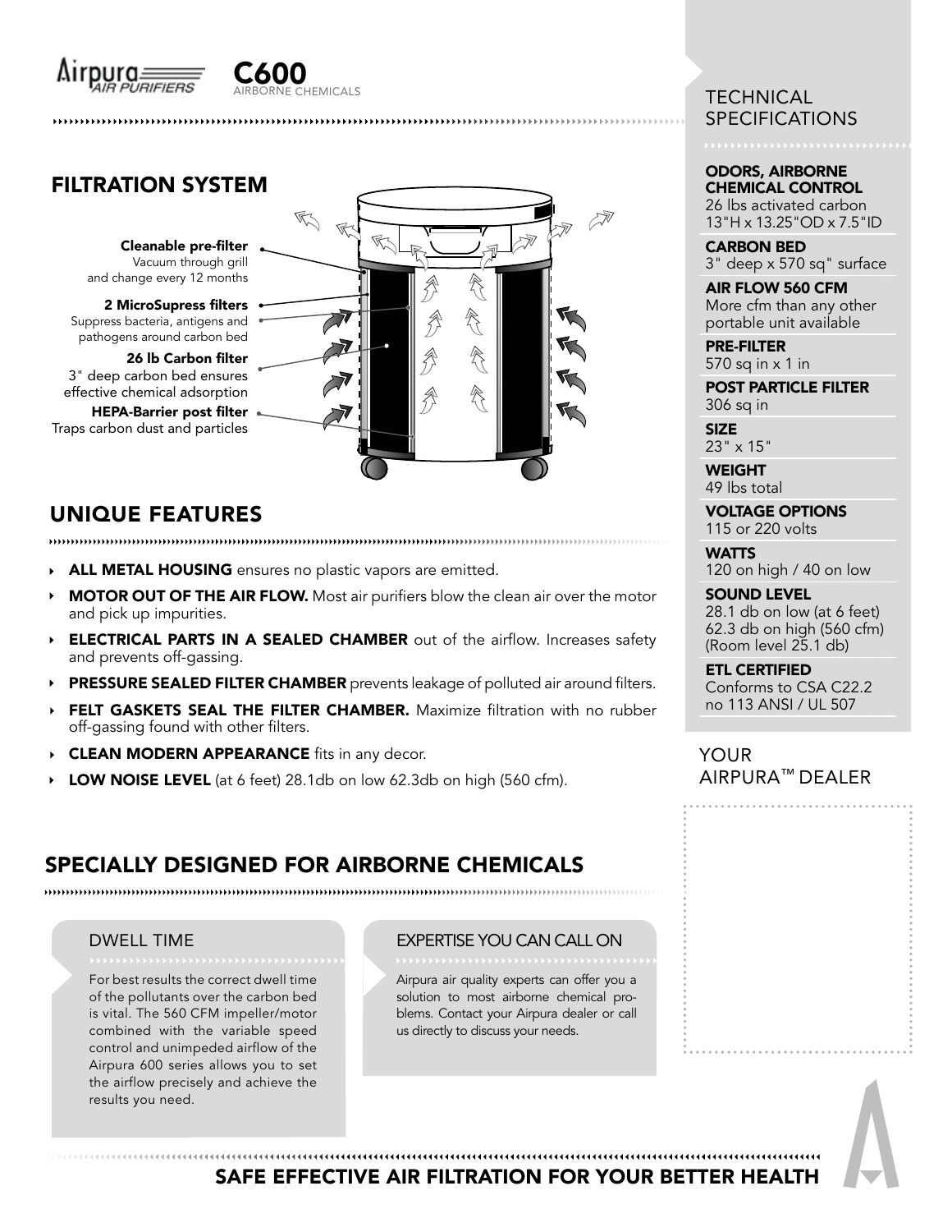Airpura AIR PURIFIERS

# C600

AIRBORNE CHEMICALS

## FILTRATION SYSTEM

**Cleanable pre-filter**
Vacuum through grill and change every 12 months

**2 MicroSupress filters**
Suppress bacteria, antigens and pathogens around carbon bed

**26 lb Carbon filter**
3" deep carbon bed ensures effective chemical adsorption

**HEPA-Barrier post filter**
Traps carbon dust and particles

## UNIQUE FEATURES

- **ALL METAL HOUSING** ensures no plastic vapors are emitted.
- **MOTOR OUT OF THE AIR FLOW.** Most air purifiers blow the clean air over the motor and pick up impurities.
- **ELECTRICAL PARTS IN A SEALED CHAMBER** out of the airflow. Increases safety and prevents off-gassing.
- **PRESSURE SEALED FILTER CHAMBER** prevents leakage of polluted air around filters.
- **FELT GASKETS SEAL THE FILTER CHAMBER.** Maximize filtration with no rubber off-gassing found with other filters.
- **CLEAN MODERN APPEARANCE** fits in any decor.
- **LOW NOISE LEVEL** (at 6 feet) 28.1db on low 62.3db on high (560 cfm).

## SPECIALLY DESIGNED FOR AIRBORNE CHEMICALS

### DWELL TIME

For best results the correct dwell time of the pollutants over the carbon bed is vital. The 560 CFM impeller/motor combined with the variable speed control and unimpeded airflow of the Airpura 600 series allows you to set the airflow precisely and achieve the results you need.

### EXPERTISE YOU CAN CALL ON

Airpura air quality experts can offer you a solution to most airborne chemical problems. Contact your Airpura dealer or call us directly to discuss your needs.

## TECHNICAL SPECIFICATIONS

**ODORS, AIRBORNE CHEMICAL CONTROL**
26 lbs activated carbon
13"H x 13.25"OD x 7.5"ID

**CARBON BED**
3" deep x 570 sq" surface

**AIR FLOW 560 CFM**
More cfm than any other portable unit available

**PRE-FILTER**
570 sq in x 1 in

**POST PARTICLE FILTER**
306 sq in

**SIZE**
23" x 15"

**WEIGHT**
49 lbs total

**VOLTAGE OPTIONS**
115 or 220 volts

**WATTS**
120 on high / 40 on low

**SOUND LEVEL**
28.1 db on low (at 6 feet)
62.3 db on high (560 cfm)
(Room level 25.1 db)

**ETL CERTIFIED**
Conforms to CSA C22.2 no 113 ANSI / UL 507

YOUR AIRPURA™ DEALER

**SAFE EFFECTIVE AIR FILTRATION FOR YOUR BETTER HEALTH**